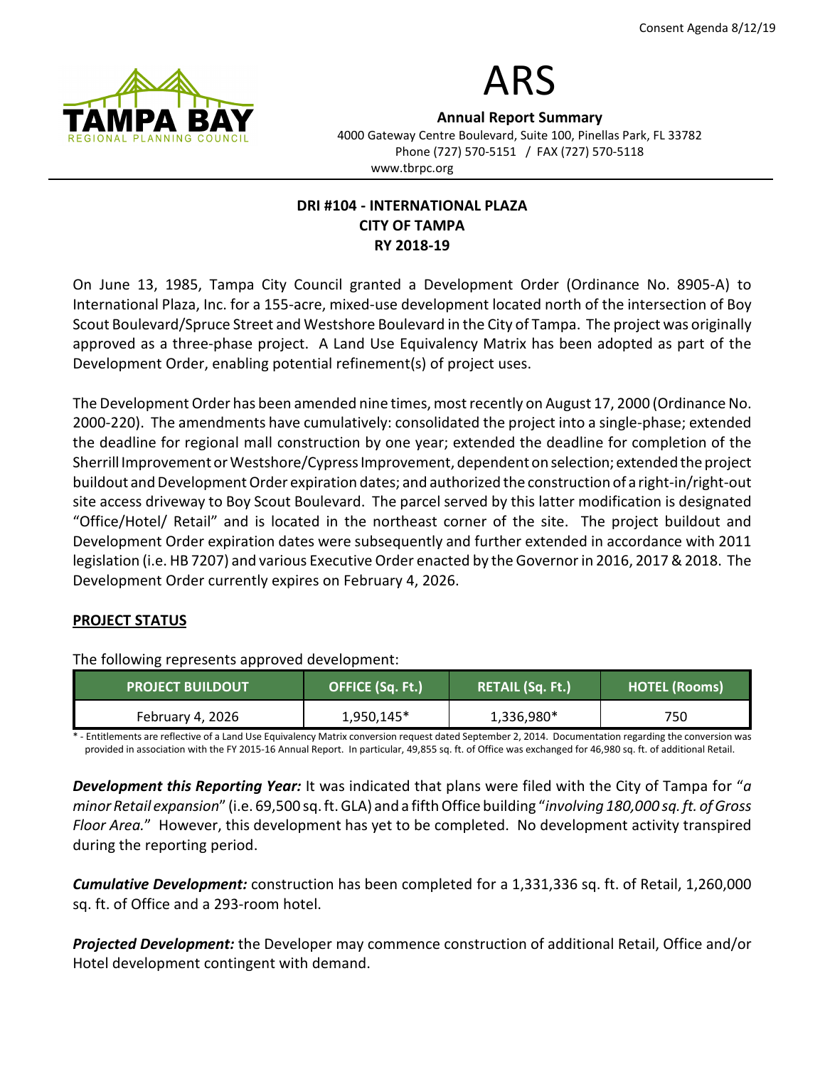Consent Agenda 8/12/19

# ARS

**Annual Report Summary**

4000 Gateway Centre Boulevard, Suite 100, Pinellas Park, FL 33782
Phone (727) 570-5151 / FAX (727) 570-5118
www.tbrpc.org

## DRI #104 - INTERNATIONAL PLAZA
## CITY OF TAMPA
## RY 2018-19

On June 13, 1985, Tampa City Council granted a Development Order (Ordinance No. 8905-A) to International Plaza, Inc. for a 155-acre, mixed-use development located north of the intersection of Boy Scout Boulevard/Spruce Street and Westshore Boulevard in the City of Tampa. The project was originally approved as a three-phase project. A Land Use Equivalency Matrix has been adopted as part of the Development Order, enabling potential refinement(s) of project uses.

The Development Order has been amended nine times, most recently on August 17, 2000 (Ordinance No. 2000-220). The amendments have cumulatively: consolidated the project into a single-phase; extended the deadline for regional mall construction by one year; extended the deadline for completion of the Sherrill Improvement or Westshore/Cypress Improvement, dependent on selection; extended the project buildout and Development Order expiration dates; and authorized the construction of a right-in/right-out site access driveway to Boy Scout Boulevard. The parcel served by this latter modification is designated "Office/Hotel/ Retail" and is located in the northeast corner of the site. The project buildout and Development Order expiration dates were subsequently and further extended in accordance with 2011 legislation (i.e. HB 7207) and various Executive Order enacted by the Governor in 2016, 2017 & 2018. The Development Order currently expires on February 4, 2026.

### PROJECT STATUS

The following represents approved development:

| PROJECT BUILDOUT | OFFICE (Sq. Ft.) | RETAIL (Sq. Ft.) | HOTEL (Rooms) |
|---|---|---|---|
| February 4, 2026 | 1,950,145* | 1,336,980* | 750 |

* - Entitlements are reflective of a Land Use Equivalency Matrix conversion request dated September 2, 2014. Documentation regarding the conversion was provided in association with the FY 2015-16 Annual Report. In particular, 49,855 sq. ft. of Office was exchanged for 46,980 sq. ft. of additional Retail.

***Development this Reporting Year:*** It was indicated that plans were filed with the City of Tampa for "*a minor Retail expansion*" (i.e. 69,500 sq. ft. GLA) and a fifth Office building "*involving 180,000 sq. ft. of Gross Floor Area.*" However, this development has yet to be completed. No development activity transpired during the reporting period.

***Cumulative Development:*** construction has been completed for a 1,331,336 sq. ft. of Retail, 1,260,000 sq. ft. of Office and a 293-room hotel.

***Projected Development:*** the Developer may commence construction of additional Retail, Office and/or Hotel development contingent with demand.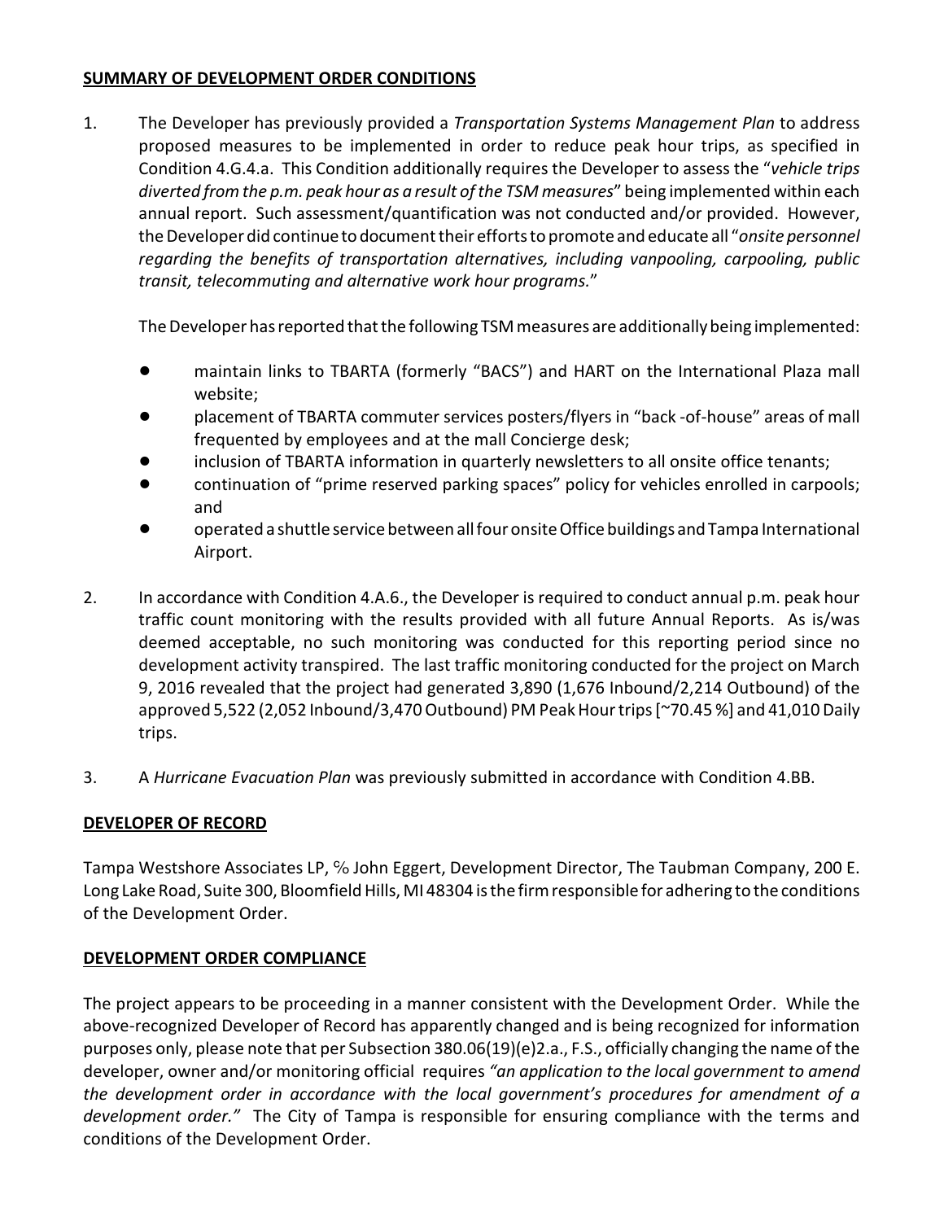**SUMMARY OF DEVELOPMENT ORDER CONDITIONS**

1. The Developer has previously provided a *Transportation Systems Management Plan* to address proposed measures to be implemented in order to reduce peak hour trips, as specified in Condition 4.G.4.a. This Condition additionally requires the Developer to assess the "*vehicle trips diverted from the p.m. peak hour as a result of the TSM measures*" being implemented within each annual report. Such assessment/quantification was not conducted and/or provided. However, the Developer did continue to document their efforts to promote and educate all "*onsite personnel regarding the benefits of transportation alternatives, including vanpooling, carpooling, public transit, telecommuting and alternative work hour programs.*"

   The Developer has reported that the following TSM measures are additionally being implemented:

   - maintain links to TBARTA (formerly "BACS") and HART on the International Plaza mall website;
   - placement of TBARTA commuter services posters/flyers in "back -of-house" areas of mall frequented by employees and at the mall Concierge desk;
   - inclusion of TBARTA information in quarterly newsletters to all onsite office tenants;
   - continuation of "prime reserved parking spaces" policy for vehicles enrolled in carpools; and
   - operated a shuttle service between all four onsite Office buildings and Tampa International Airport.

2. In accordance with Condition 4.A.6., the Developer is required to conduct annual p.m. peak hour traffic count monitoring with the results provided with all future Annual Reports. As is/was deemed acceptable, no such monitoring was conducted for this reporting period since no development activity transpired. The last traffic monitoring conducted for the project on March 9, 2016 revealed that the project had generated 3,890 (1,676 Inbound/2,214 Outbound) of the approved 5,522 (2,052 Inbound/3,470 Outbound) PM Peak Hour trips [~70.45 %] and 41,010 Daily trips.

3. A *Hurricane Evacuation Plan* was previously submitted in accordance with Condition 4.BB.

**DEVELOPER OF RECORD**

Tampa Westshore Associates LP, ℅ John Eggert, Development Director, The Taubman Company, 200 E. Long Lake Road, Suite 300, Bloomfield Hills, MI 48304 is the firm responsible for adhering to the conditions of the Development Order.

**DEVELOPMENT ORDER COMPLIANCE**

The project appears to be proceeding in a manner consistent with the Development Order. While the above-recognized Developer of Record has apparently changed and is being recognized for information purposes only, please note that per Subsection 380.06(19)(e)2.a., F.S., officially changing the name of the developer, owner and/or monitoring official requires *"an application to the local government to amend the development order in accordance with the local government's procedures for amendment of a development order."* The City of Tampa is responsible for ensuring compliance with the terms and conditions of the Development Order.